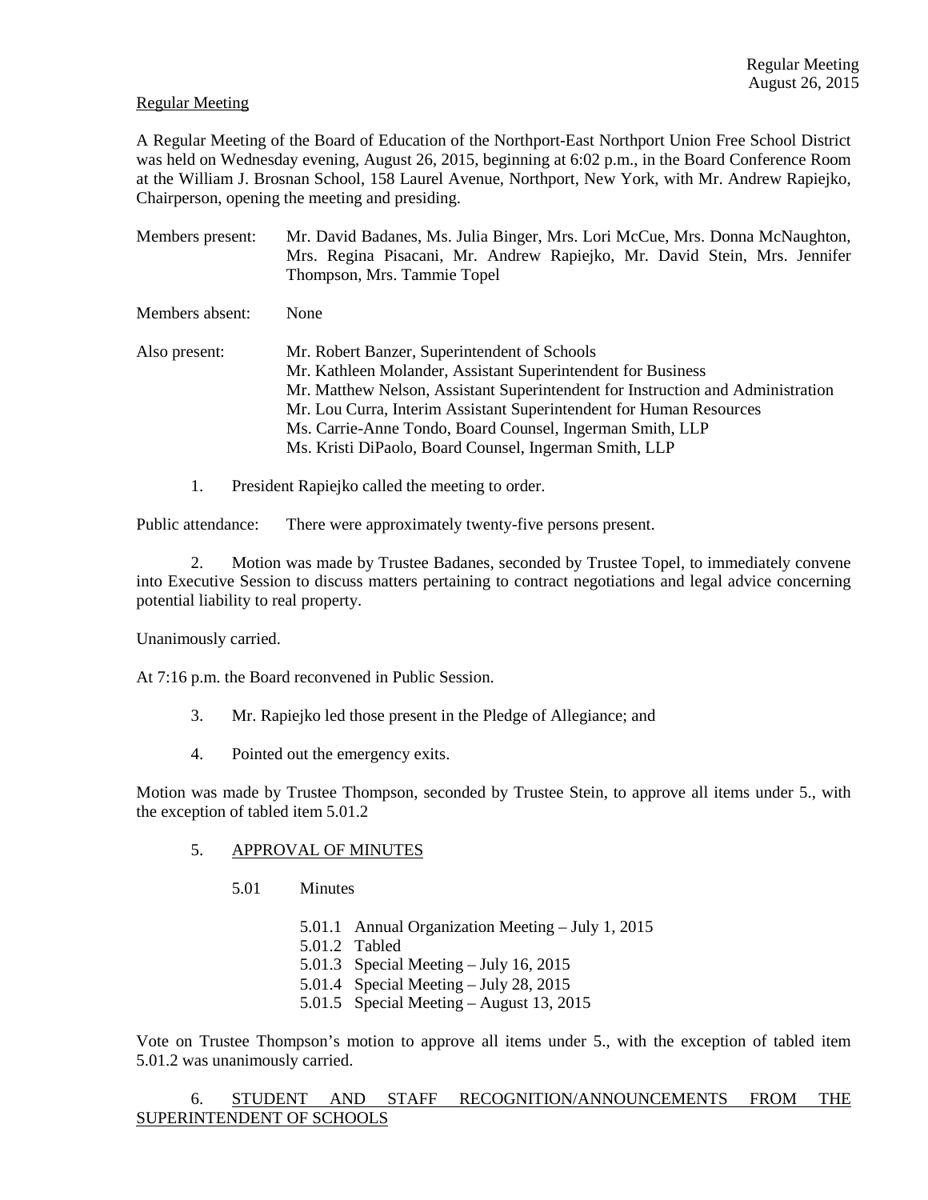Regular Meeting

A Regular Meeting of the Board of Education of the Northport-East Northport Union Free School District was held on Wednesday evening, August 26, 2015, beginning at 6:02 p.m., in the Board Conference Room at the William J. Brosnan School, 158 Laurel Avenue, Northport, New York, with Mr. Andrew Rapiejko, Chairperson, opening the meeting and presiding.

Members present: Mr. David Badanes, Ms. Julia Binger, Mrs. Lori McCue, Mrs. Donna McNaughton, Mrs. Regina Pisacani, Mr. Andrew Rapiejko, Mr. David Stein, Mrs. Jennifer Thompson, Mrs. Tammie Topel

Members absent: None

Also present: Mr. Robert Banzer, Superintendent of Schools
Mr. Kathleen Molander, Assistant Superintendent for Business
Mr. Matthew Nelson, Assistant Superintendent for Instruction and Administration
Mr. Lou Curra, Interim Assistant Superintendent for Human Resources
Ms. Carrie-Anne Tondo, Board Counsel, Ingerman Smith, LLP
Ms. Kristi DiPaolo, Board Counsel, Ingerman Smith, LLP

1. President Rapiejko called the meeting to order.

Public attendance: There were approximately twenty-five persons present.

2. Motion was made by Trustee Badanes, seconded by Trustee Topel, to immediately convene into Executive Session to discuss matters pertaining to contract negotiations and legal advice concerning potential liability to real property.

Unanimously carried.

At 7:16 p.m. the Board reconvened in Public Session.

3. Mr. Rapiejko led those present in the Pledge of Allegiance; and

4. Pointed out the emergency exits.

Motion was made by Trustee Thompson, seconded by Trustee Stein, to approve all items under 5., with the exception of tabled item 5.01.2

5. APPROVAL OF MINUTES

5.01 Minutes

5.01.1 Annual Organization Meeting – July 1, 2015
5.01.2 Tabled
5.01.3 Special Meeting – July 16, 2015
5.01.4 Special Meeting – July 28, 2015
5.01.5 Special Meeting – August 13, 2015

Vote on Trustee Thompson's motion to approve all items under 5., with the exception of tabled item 5.01.2 was unanimously carried.

6. STUDENT AND STAFF RECOGNITION/ANNOUNCEMENTS FROM THE SUPERINTENDENT OF SCHOOLS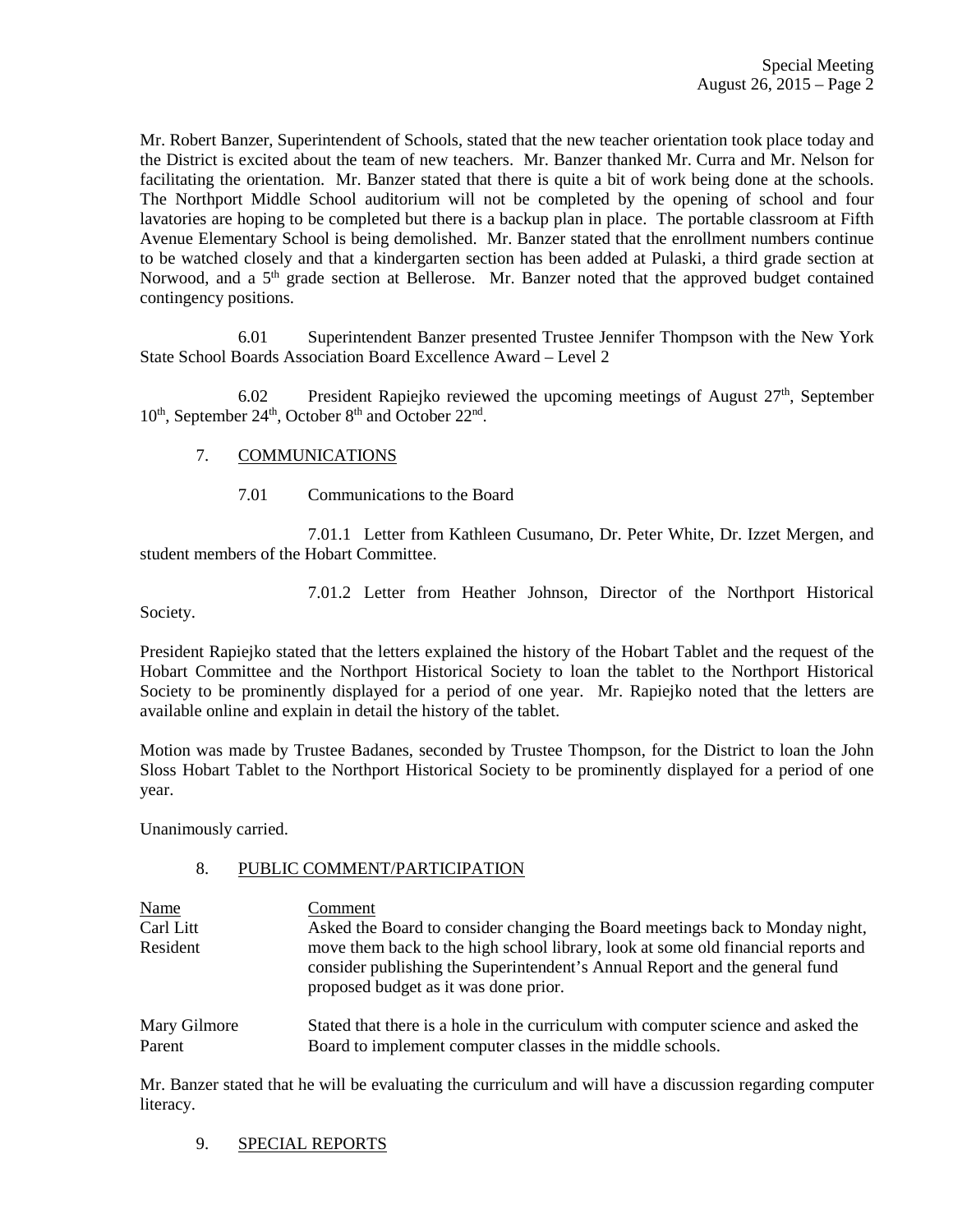Mr. Robert Banzer, Superintendent of Schools, stated that the new teacher orientation took place today and the District is excited about the team of new teachers. Mr. Banzer thanked Mr. Curra and Mr. Nelson for facilitating the orientation. Mr. Banzer stated that there is quite a bit of work being done at the schools. The Northport Middle School auditorium will not be completed by the opening of school and four lavatories are hoping to be completed but there is a backup plan in place. The portable classroom at Fifth Avenue Elementary School is being demolished. Mr. Banzer stated that the enrollment numbers continue to be watched closely and that a kindergarten section has been added at Pulaski, a third grade section at Norwood, and a 5th grade section at Bellerose. Mr. Banzer noted that the approved budget contained contingency positions.

6.01 Superintendent Banzer presented Trustee Jennifer Thompson with the New York State School Boards Association Board Excellence Award – Level 2

6.02 President Rapiejko reviewed the upcoming meetings of August 27th, September 10th, September 24th, October 8th and October 22nd.

7. COMMUNICATIONS

7.01 Communications to the Board

7.01.1 Letter from Kathleen Cusumano, Dr. Peter White, Dr. Izzet Mergen, and student members of the Hobart Committee.

7.01.2 Letter from Heather Johnson, Director of the Northport Historical Society.

President Rapiejko stated that the letters explained the history of the Hobart Tablet and the request of the Hobart Committee and the Northport Historical Society to loan the tablet to the Northport Historical Society to be prominently displayed for a period of one year. Mr. Rapiejko noted that the letters are available online and explain in detail the history of the tablet.

Motion was made by Trustee Badanes, seconded by Trustee Thompson, for the District to loan the John Sloss Hobart Tablet to the Northport Historical Society to be prominently displayed for a period of one year.

Unanimously carried.

8. PUBLIC COMMENT/PARTICIPATION

| Name | Comment |
|---|---|
| Carl Litt<br>Resident | Asked the Board to consider changing the Board meetings back to Monday night, move them back to the high school library, look at some old financial reports and consider publishing the Superintendent's Annual Report and the general fund proposed budget as it was done prior. |
| Mary Gilmore<br>Parent | Stated that there is a hole in the curriculum with computer science and asked the Board to implement computer classes in the middle schools. |

Mr. Banzer stated that he will be evaluating the curriculum and will have a discussion regarding computer literacy.

9. SPECIAL REPORTS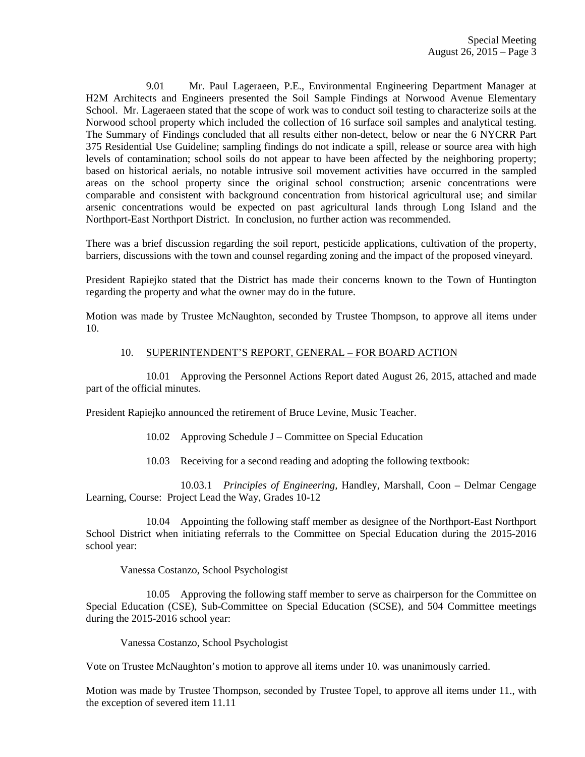9.01 Mr. Paul Lageraeen, P.E., Environmental Engineering Department Manager at H2M Architects and Engineers presented the Soil Sample Findings at Norwood Avenue Elementary School. Mr. Lageraeen stated that the scope of work was to conduct soil testing to characterize soils at the Norwood school property which included the collection of 16 surface soil samples and analytical testing. The Summary of Findings concluded that all results either non-detect, below or near the 6 NYCRR Part 375 Residential Use Guideline; sampling findings do not indicate a spill, release or source area with high levels of contamination; school soils do not appear to have been affected by the neighboring property; based on historical aerials, no notable intrusive soil movement activities have occurred in the sampled areas on the school property since the original school construction; arsenic concentrations were comparable and consistent with background concentration from historical agricultural use; and similar arsenic concentrations would be expected on past agricultural lands through Long Island and the Northport-East Northport District. In conclusion, no further action was recommended.

There was a brief discussion regarding the soil report, pesticide applications, cultivation of the property, barriers, discussions with the town and counsel regarding zoning and the impact of the proposed vineyard.

President Rapiejko stated that the District has made their concerns known to the Town of Huntington regarding the property and what the owner may do in the future.

Motion was made by Trustee McNaughton, seconded by Trustee Thompson, to approve all items under 10.

10. SUPERINTENDENT'S REPORT, GENERAL – FOR BOARD ACTION

10.01 Approving the Personnel Actions Report dated August 26, 2015, attached and made part of the official minutes.

President Rapiejko announced the retirement of Bruce Levine, Music Teacher.

10.02 Approving Schedule J – Committee on Special Education

10.03 Receiving for a second reading and adopting the following textbook:

10.03.1 *Principles of Engineering,* Handley, Marshall, Coon – Delmar Cengage Learning, Course: Project Lead the Way, Grades 10-12

10.04 Appointing the following staff member as designee of the Northport-East Northport School District when initiating referrals to the Committee on Special Education during the 2015-2016 school year:

Vanessa Costanzo, School Psychologist

10.05 Approving the following staff member to serve as chairperson for the Committee on Special Education (CSE), Sub-Committee on Special Education (SCSE), and 504 Committee meetings during the 2015-2016 school year:

Vanessa Costanzo, School Psychologist

Vote on Trustee McNaughton's motion to approve all items under 10. was unanimously carried.

Motion was made by Trustee Thompson, seconded by Trustee Topel, to approve all items under 11., with the exception of severed item 11.11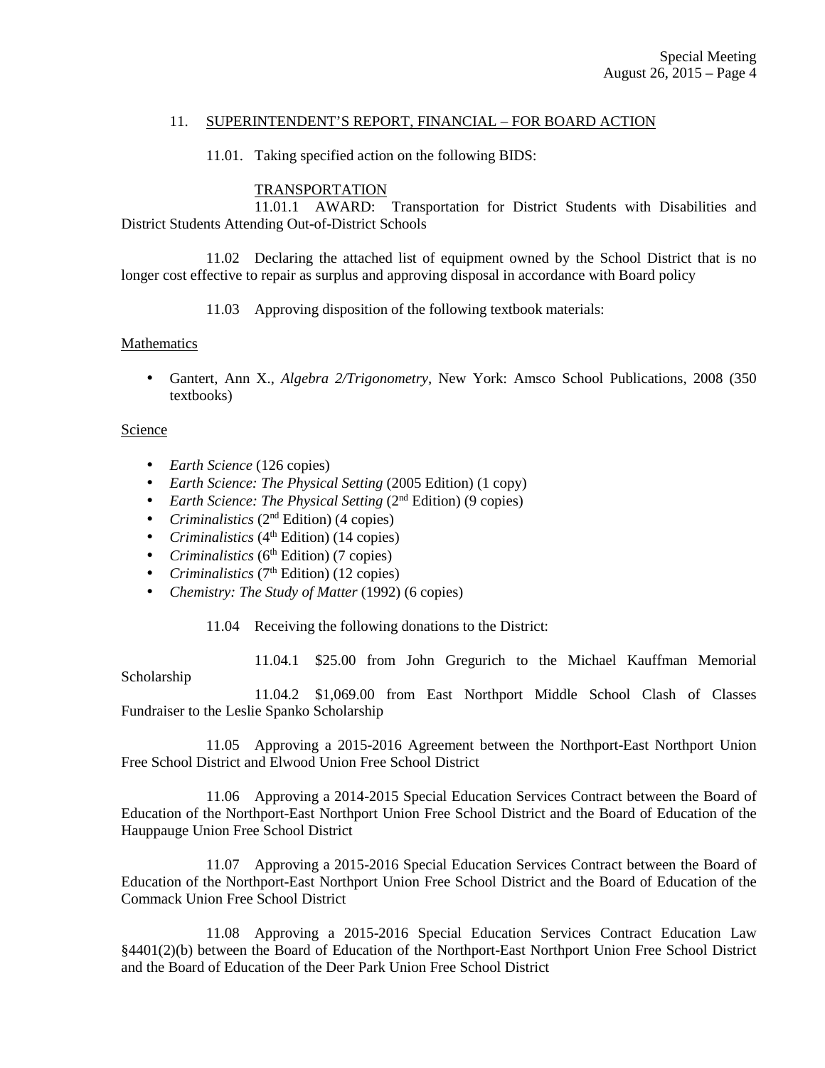11. SUPERINTENDENT'S REPORT, FINANCIAL – FOR BOARD ACTION

11.01. Taking specified action on the following BIDS:

TRANSPORTATION

11.01.1 AWARD: Transportation for District Students with Disabilities and District Students Attending Out-of-District Schools

11.02 Declaring the attached list of equipment owned by the School District that is no longer cost effective to repair as surplus and approving disposal in accordance with Board policy

11.03 Approving disposition of the following textbook materials:

Mathematics

- Gantert, Ann X., *Algebra 2/Trigonometry*, New York: Amsco School Publications, 2008 (350 textbooks)

Science

- *Earth Science* (126 copies)
- *Earth Science: The Physical Setting* (2005 Edition) (1 copy)
- *Earth Science: The Physical Setting* (2nd Edition) (9 copies)
- *Criminalistics* (2nd Edition) (4 copies)
- *Criminalistics* (4th Edition) (14 copies)
- *Criminalistics* (6th Edition) (7 copies)
- *Criminalistics* (7th Edition) (12 copies)
- *Chemistry: The Study of Matter* (1992) (6 copies)

11.04 Receiving the following donations to the District:

11.04.1 $25.00 from John Gregurich to the Michael Kauffman Memorial Scholarship

11.04.2 $1,069.00 from East Northport Middle School Clash of Classes Fundraiser to the Leslie Spanko Scholarship

11.05 Approving a 2015-2016 Agreement between the Northport-East Northport Union Free School District and Elwood Union Free School District

11.06 Approving a 2014-2015 Special Education Services Contract between the Board of Education of the Northport-East Northport Union Free School District and the Board of Education of the Hauppauge Union Free School District

11.07 Approving a 2015-2016 Special Education Services Contract between the Board of Education of the Northport-East Northport Union Free School District and the Board of Education of the Commack Union Free School District

11.08 Approving a 2015-2016 Special Education Services Contract Education Law §4401(2)(b) between the Board of Education of the Northport-East Northport Union Free School District and the Board of Education of the Deer Park Union Free School District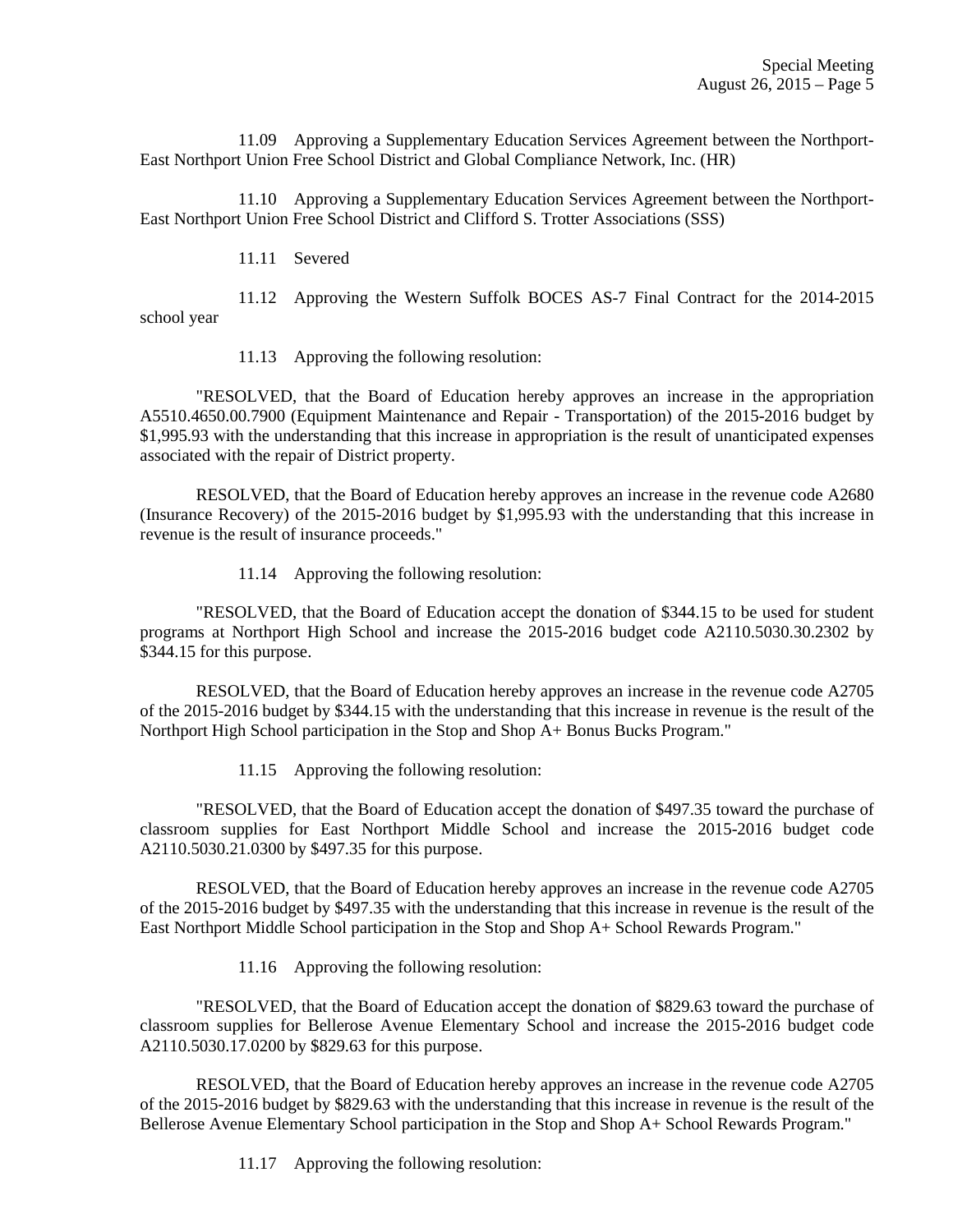11.09 Approving a Supplementary Education Services Agreement between the Northport-East Northport Union Free School District and Global Compliance Network, Inc. (HR)

11.10 Approving a Supplementary Education Services Agreement between the Northport-East Northport Union Free School District and Clifford S. Trotter Associations (SSS)

11.11 Severed

11.12 Approving the Western Suffolk BOCES AS-7 Final Contract for the 2014-2015 school year

11.13 Approving the following resolution:

"RESOLVED, that the Board of Education hereby approves an increase in the appropriation A5510.4650.00.7900 (Equipment Maintenance and Repair - Transportation) of the 2015-2016 budget by $1,995.93 with the understanding that this increase in appropriation is the result of unanticipated expenses associated with the repair of District property.

RESOLVED, that the Board of Education hereby approves an increase in the revenue code A2680 (Insurance Recovery) of the 2015-2016 budget by $1,995.93 with the understanding that this increase in revenue is the result of insurance proceeds."

11.14 Approving the following resolution:

"RESOLVED, that the Board of Education accept the donation of $344.15 to be used for student programs at Northport High School and increase the 2015-2016 budget code A2110.5030.30.2302 by $344.15 for this purpose.

RESOLVED, that the Board of Education hereby approves an increase in the revenue code A2705 of the 2015-2016 budget by $344.15 with the understanding that this increase in revenue is the result of the Northport High School participation in the Stop and Shop A+ Bonus Bucks Program."

11.15 Approving the following resolution:

"RESOLVED, that the Board of Education accept the donation of $497.35 toward the purchase of classroom supplies for East Northport Middle School and increase the 2015-2016 budget code A2110.5030.21.0300 by $497.35 for this purpose.

RESOLVED, that the Board of Education hereby approves an increase in the revenue code A2705 of the 2015-2016 budget by $497.35 with the understanding that this increase in revenue is the result of the East Northport Middle School participation in the Stop and Shop A+ School Rewards Program."

11.16 Approving the following resolution:

"RESOLVED, that the Board of Education accept the donation of $829.63 toward the purchase of classroom supplies for Bellerose Avenue Elementary School and increase the 2015-2016 budget code A2110.5030.17.0200 by $829.63 for this purpose.

RESOLVED, that the Board of Education hereby approves an increase in the revenue code A2705 of the 2015-2016 budget by $829.63 with the understanding that this increase in revenue is the result of the Bellerose Avenue Elementary School participation in the Stop and Shop A+ School Rewards Program."

11.17 Approving the following resolution: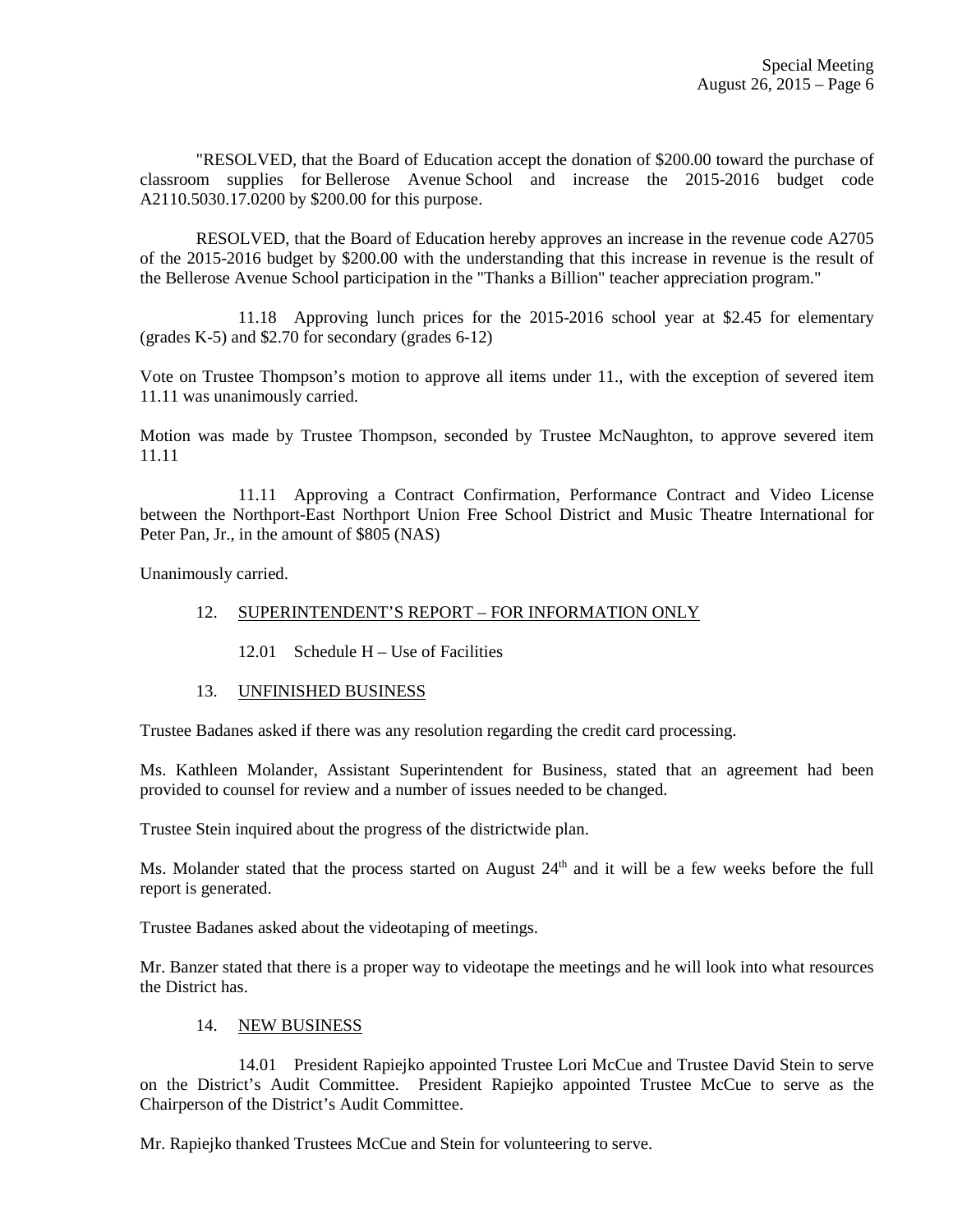"RESOLVED, that the Board of Education accept the donation of $200.00 toward the purchase of classroom supplies for Bellerose Avenue School and increase the 2015-2016 budget code A2110.5030.17.0200 by $200.00 for this purpose.

RESOLVED, that the Board of Education hereby approves an increase in the revenue code A2705 of the 2015-2016 budget by $200.00 with the understanding that this increase in revenue is the result of the Bellerose Avenue School participation in the "Thanks a Billion" teacher appreciation program."

11.18 Approving lunch prices for the 2015-2016 school year at $2.45 for elementary (grades K-5) and $2.70 for secondary (grades 6-12)

Vote on Trustee Thompson's motion to approve all items under 11., with the exception of severed item 11.11 was unanimously carried.

Motion was made by Trustee Thompson, seconded by Trustee McNaughton, to approve severed item 11.11

11.11 Approving a Contract Confirmation, Performance Contract and Video License between the Northport-East Northport Union Free School District and Music Theatre International for Peter Pan, Jr., in the amount of $805 (NAS)

Unanimously carried.

12. SUPERINTENDENT'S REPORT – FOR INFORMATION ONLY

12.01 Schedule H – Use of Facilities

13. UNFINISHED BUSINESS

Trustee Badanes asked if there was any resolution regarding the credit card processing.

Ms. Kathleen Molander, Assistant Superintendent for Business, stated that an agreement had been provided to counsel for review and a number of issues needed to be changed.

Trustee Stein inquired about the progress of the districtwide plan.

Ms. Molander stated that the process started on August 24th and it will be a few weeks before the full report is generated.

Trustee Badanes asked about the videotaping of meetings.

Mr. Banzer stated that there is a proper way to videotape the meetings and he will look into what resources the District has.

14. NEW BUSINESS

14.01 President Rapiejko appointed Trustee Lori McCue and Trustee David Stein to serve on the District's Audit Committee. President Rapiejko appointed Trustee McCue to serve as the Chairperson of the District's Audit Committee.

Mr. Rapiejko thanked Trustees McCue and Stein for volunteering to serve.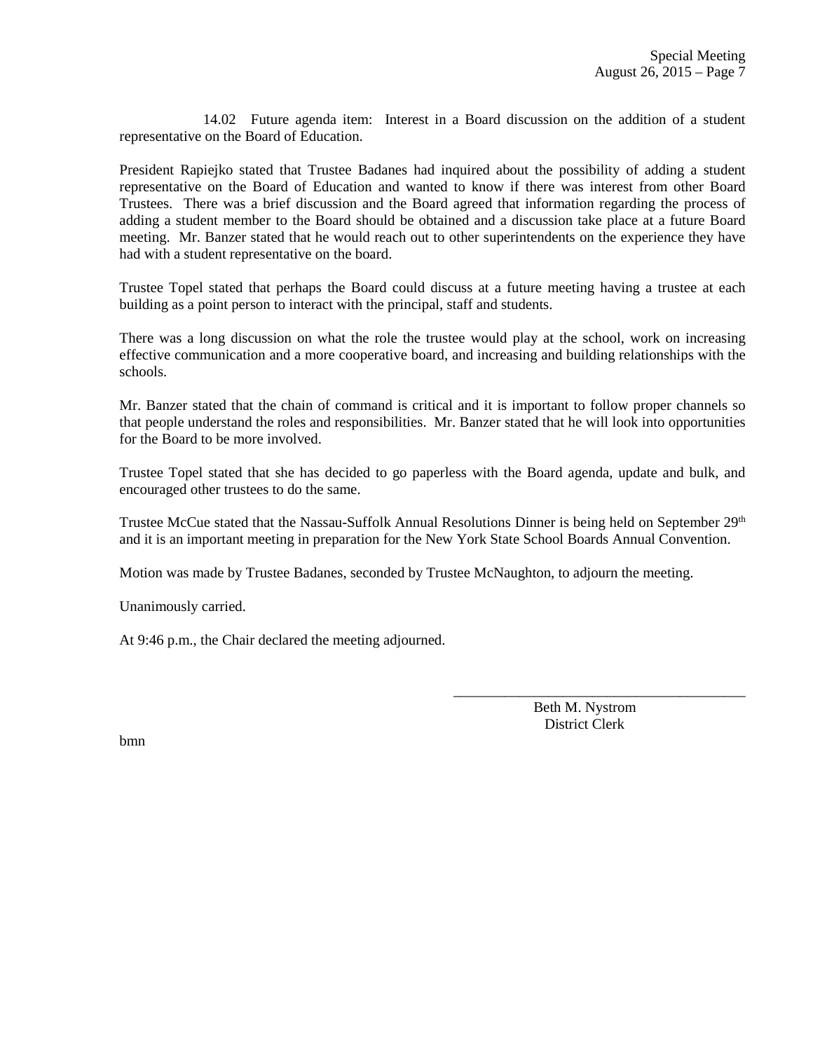14.02 Future agenda item: Interest in a Board discussion on the addition of a student representative on the Board of Education.

President Rapiejko stated that Trustee Badanes had inquired about the possibility of adding a student representative on the Board of Education and wanted to know if there was interest from other Board Trustees. There was a brief discussion and the Board agreed that information regarding the process of adding a student member to the Board should be obtained and a discussion take place at a future Board meeting. Mr. Banzer stated that he would reach out to other superintendents on the experience they have had with a student representative on the board.

Trustee Topel stated that perhaps the Board could discuss at a future meeting having a trustee at each building as a point person to interact with the principal, staff and students.

There was a long discussion on what the role the trustee would play at the school, work on increasing effective communication and a more cooperative board, and increasing and building relationships with the schools.

Mr. Banzer stated that the chain of command is critical and it is important to follow proper channels so that people understand the roles and responsibilities. Mr. Banzer stated that he will look into opportunities for the Board to be more involved.

Trustee Topel stated that she has decided to go paperless with the Board agenda, update and bulk, and encouraged other trustees to do the same.

Trustee McCue stated that the Nassau-Suffolk Annual Resolutions Dinner is being held on September 29th and it is an important meeting in preparation for the New York State School Boards Annual Convention.

Motion was made by Trustee Badanes, seconded by Trustee McNaughton, to adjourn the meeting.

Unanimously carried.

At 9:46 p.m., the Chair declared the meeting adjourned.

\_\_\_\_\_\_\_\_\_\_\_\_\_\_\_\_\_\_\_\_\_\_\_\_\_\_\_\_\_\_\_\_\_\_\_\_\_\_\_\_

Beth M. Nystrom
District Clerk

bmn